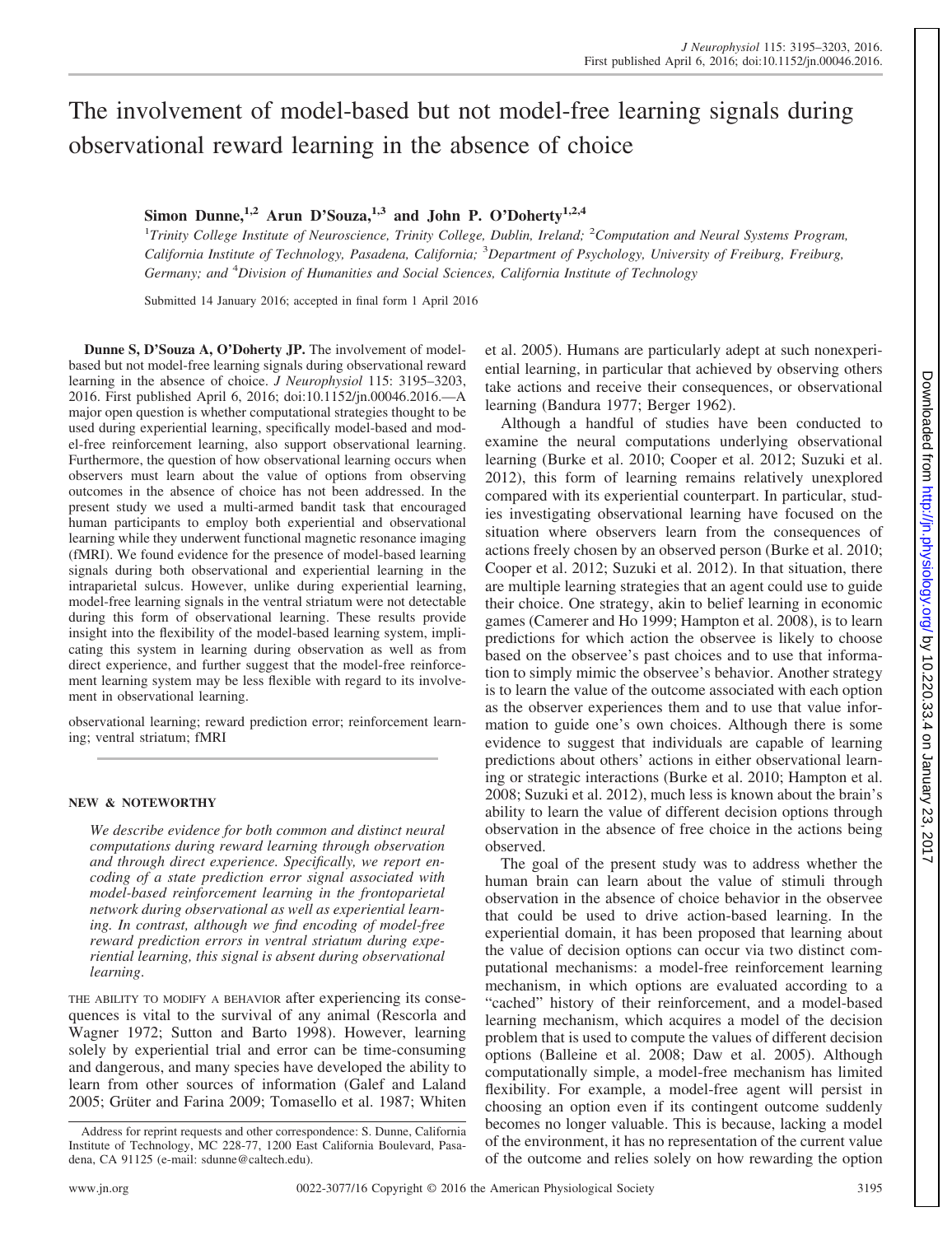# The involvement of model-based but not model-free learning signals during observational reward learning in the absence of choice

**Simon Dunne,[1,2] Arun D'Souza,[1,3] and John P. O'Doherty[1,2,4]**

[1]*Trinity College Institute of Neuroscience, Trinity College, Dublin, Ireland;* [2]*Computation and Neural Systems Program, California Institute of Technology, Pasadena, California;* [3]*Department of Psychology, University of Freiburg, Freiburg, Germany; and* [4]*Division of Humanities and Social Sciences, California Institute of Technology*

Submitted 14 January 2016; accepted in final form 1 April 2016

**Dunne S, D'Souza A, O'Doherty JP.** The involvement of model-based but not model-free learning signals during observational reward learning in the absence of choice. *J Neurophysiol* 115: 3195–3203, 2016. First published April 6, 2016; doi:10.1152/jn.00046.2016.—A major open question is whether computational strategies thought to be used during experiential learning, specifically model-based and model-free reinforcement learning, also support observational learning. Furthermore, the question of how observational learning occurs when observers must learn about the value of options from observing outcomes in the absence of choice has not been addressed. In the present study we used a multi-armed bandit task that encouraged human participants to employ both experiential and observational learning while they underwent functional magnetic resonance imaging (fMRI). We found evidence for the presence of model-based learning signals during both observational and experiential learning in the intraparietal sulcus. However, unlike during experiential learning, model-free learning signals in the ventral striatum were not detectable during this form of observational learning. These results provide insight into the flexibility of the model-based learning system, implicating this system in learning during observation as well as from direct experience, and further suggest that the model-free reinforcement learning system may be less flexible with regard to its involvement in observational learning.

observational learning; reward prediction error; reinforcement learning; ventral striatum; fMRI

## NEW & NOTEWORTHY

*We describe evidence for both common and distinct neural computations during reward learning through observation and through direct experience. Specifically, we report encoding of a state prediction error signal associated with model-based reinforcement learning in the frontoparietal network during observational as well as experiential learning. In contrast, although we find encoding of model-free reward prediction errors in ventral striatum during experiential learning, this signal is absent during observational learning.*

THE ABILITY TO MODIFY A BEHAVIOR after experiencing its consequences is vital to the survival of any animal (Rescorla and Wagner 1972; Sutton and Barto 1998). However, learning solely by experiential trial and error can be time-consuming and dangerous, and many species have developed the ability to learn from other sources of information (Galef and Laland 2005; Grüter and Farina 2009; Tomasello et al. 1987; Whiten et al. 2005). Humans are particularly adept at such nonexperiential learning, in particular that achieved by observing others take actions and receive their consequences, or observational learning (Bandura 1977; Berger 1962).

Although a handful of studies have been conducted to examine the neural computations underlying observational learning (Burke et al. 2010; Cooper et al. 2012; Suzuki et al. 2012), this form of learning remains relatively unexplored compared with its experiential counterpart. In particular, studies investigating observational learning have focused on the situation where observers learn from the consequences of actions freely chosen by an observed person (Burke et al. 2010; Cooper et al. 2012; Suzuki et al. 2012). In that situation, there are multiple learning strategies that an agent could use to guide their choice. One strategy, akin to belief learning in economic games (Camerer and Ho 1999; Hampton et al. 2008), is to learn predictions for which action the observee is likely to choose based on the observee's past choices and to use that information to simply mimic the observee's behavior. Another strategy is to learn the value of the outcome associated with each option as the observer experiences them and to use that value information to guide one's own choices. Although there is some evidence to suggest that individuals are capable of learning predictions about others' actions in either observational learning or strategic interactions (Burke et al. 2010; Hampton et al. 2008; Suzuki et al. 2012), much less is known about the brain's ability to learn the value of different decision options through observation in the absence of free choice in the actions being observed.

The goal of the present study was to address whether the human brain can learn about the value of stimuli through observation in the absence of choice behavior in the observee that could be used to drive action-based learning. In the experiential domain, it has been proposed that learning about the value of decision options can occur via two distinct computational mechanisms: a model-free reinforcement learning mechanism, in which options are evaluated according to a "cached" history of their reinforcement, and a model-based learning mechanism, which acquires a model of the decision problem that is used to compute the values of different decision options (Balleine et al. 2008; Daw et al. 2005). Although computationally simple, a model-free mechanism has limited flexibility. For example, a model-free agent will persist in choosing an option even if its contingent outcome suddenly becomes no longer valuable. This is because, lacking a model of the environment, it has no representation of the current value of the outcome and relies solely on how rewarding the option

Address for reprint requests and other correspondence: S. Dunne, California Institute of Technology, MC 228-77, 1200 East California Boulevard, Pasadena, CA 91125 (e-mail: sdunne@caltech.edu).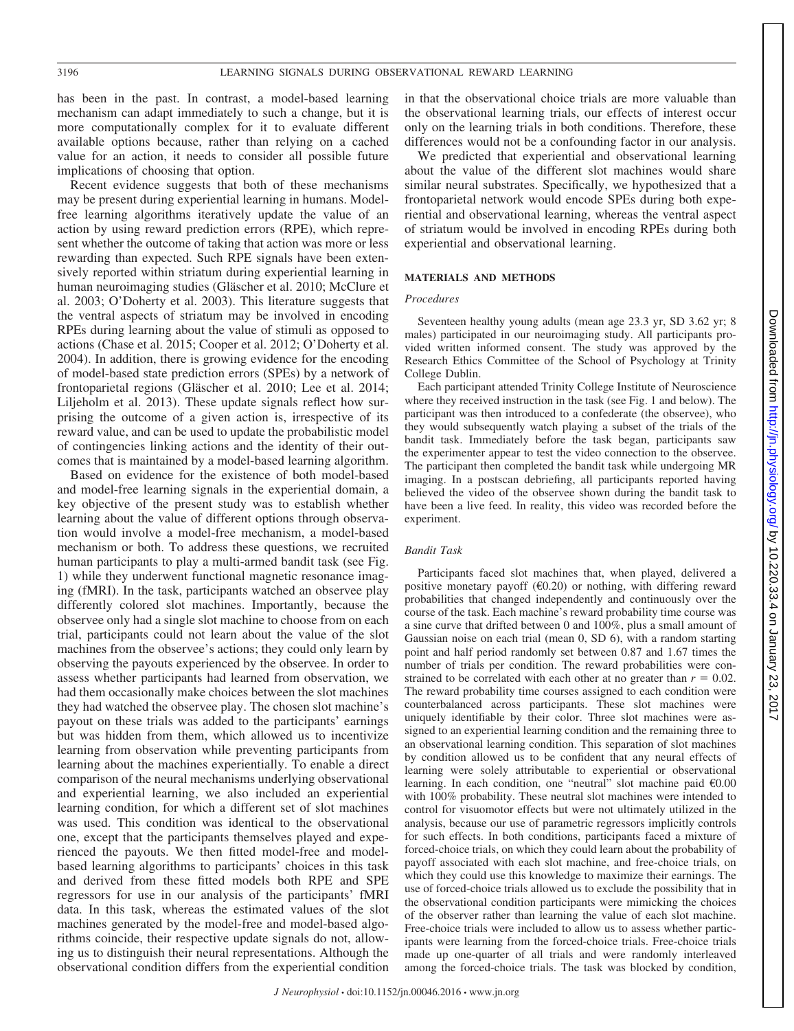has been in the past. In contrast, a model-based learning mechanism can adapt immediately to such a change, but it is more computationally complex for it to evaluate different available options because, rather than relying on a cached value for an action, it needs to consider all possible future implications of choosing that option.

Recent evidence suggests that both of these mechanisms may be present during experiential learning in humans. Model-free learning algorithms iteratively update the value of an action by using reward prediction errors (RPE), which represent whether the outcome of taking that action was more or less rewarding than expected. Such RPE signals have been extensively reported within striatum during experiential learning in human neuroimaging studies (Gläscher et al. 2010; McClure et al. 2003; O'Doherty et al. 2003). This literature suggests that the ventral aspects of striatum may be involved in encoding RPEs during learning about the value of stimuli as opposed to actions (Chase et al. 2015; Cooper et al. 2012; O'Doherty et al. 2004). In addition, there is growing evidence for the encoding of model-based state prediction errors (SPEs) by a network of frontoparietal regions (Gläscher et al. 2010; Lee et al. 2014; Liljeholm et al. 2013). These update signals reflect how surprising the outcome of a given action is, irrespective of its reward value, and can be used to update the probabilistic model of contingencies linking actions and the identity of their outcomes that is maintained by a model-based learning algorithm.

Based on evidence for the existence of both model-based and model-free learning signals in the experiential domain, a key objective of the present study was to establish whether learning about the value of different options through observation would involve a model-free mechanism, a model-based mechanism or both. To address these questions, we recruited human participants to play a multi-armed bandit task (see Fig. 1) while they underwent functional magnetic resonance imaging (fMRI). In the task, participants watched an observee play differently colored slot machines. Importantly, because the observee only had a single slot machine to choose from on each trial, participants could not learn about the value of the slot machines from the observee's actions; they could only learn by observing the payouts experienced by the observee. In order to assess whether participants had learned from observation, we had them occasionally make choices between the slot machines they had watched the observee play. The chosen slot machine's payout on these trials was added to the participants' earnings but was hidden from them, which allowed us to incentivize learning from observation while preventing participants from learning about the machines experientially. To enable a direct comparison of the neural mechanisms underlying observational and experiential learning, we also included an experiential learning condition, for which a different set of slot machines was used. This condition was identical to the observational one, except that the participants themselves played and experienced the payouts. We then fitted model-free and model-based learning algorithms to participants' choices in this task and derived from these fitted models both RPE and SPE regressors for use in our analysis of the participants' fMRI data. In this task, whereas the estimated values of the slot machines generated by the model-free and model-based algorithms coincide, their respective update signals do not, allowing us to distinguish their neural representations. Although the observational condition differs from the experiential condition in that the observational choice trials are more valuable than the observational learning trials, our effects of interest occur only on the learning trials in both conditions. Therefore, these differences would not be a confounding factor in our analysis.

We predicted that experiential and observational learning about the value of the different slot machines would share similar neural substrates. Specifically, we hypothesized that a frontoparietal network would encode SPEs during both experiential and observational learning, whereas the ventral aspect of striatum would be involved in encoding RPEs during both experiential and observational learning.

## MATERIALS AND METHODS

### *Procedures*

Seventeen healthy young adults (mean age 23.3 yr, SD 3.62 yr; 8 males) participated in our neuroimaging study. All participants provided written informed consent. The study was approved by the Research Ethics Committee of the School of Psychology at Trinity College Dublin.

Each participant attended Trinity College Institute of Neuroscience where they received instruction in the task (see Fig. 1 and below). The participant was then introduced to a confederate (the observee), who they would subsequently watch playing a subset of the trials of the bandit task. Immediately before the task began, participants saw the experimenter appear to test the video connection to the observee. The participant then completed the bandit task while undergoing MR imaging. In a postscan debriefing, all participants reported having believed the video of the observee shown during the bandit task to have been a live feed. In reality, this video was recorded before the experiment.

### *Bandit Task*

Participants faced slot machines that, when played, delivered a positive monetary payoff (€0.20) or nothing, with differing reward probabilities that changed independently and continuously over the course of the task. Each machine's reward probability time course was a sine curve that drifted between 0 and 100%, plus a small amount of Gaussian noise on each trial (mean 0, SD 6), with a random starting point and half period randomly set between 0.87 and 1.67 times the number of trials per condition. The reward probabilities were constrained to be correlated with each other at no greater than $r = 0.02$. The reward probability time courses assigned to each condition were counterbalanced across participants. These slot machines were uniquely identifiable by their color. Three slot machines were assigned to an experiential learning condition and the remaining three to an observational learning condition. This separation of slot machines by condition allowed us to be confident that any neural effects of learning were solely attributable to experiential or observational learning. In each condition, one "neutral" slot machine paid €0.00 with 100% probability. These neutral slot machines were intended to control for visuomotor effects but were not ultimately utilized in the analysis, because our use of parametric regressors implicitly controls for such effects. In both conditions, participants faced a mixture of forced-choice trials, on which they could learn about the probability of payoff associated with each slot machine, and free-choice trials, on which they could use this knowledge to maximize their earnings. The use of forced-choice trials allowed us to exclude the possibility that in the observational condition participants were mimicking the choices of the observer rather than learning the value of each slot machine. Free-choice trials were included to allow us to assess whether participants were learning from the forced-choice trials. Free-choice trials made up one-quarter of all trials and were randomly interleaved among the forced-choice trials. The task was blocked by condition,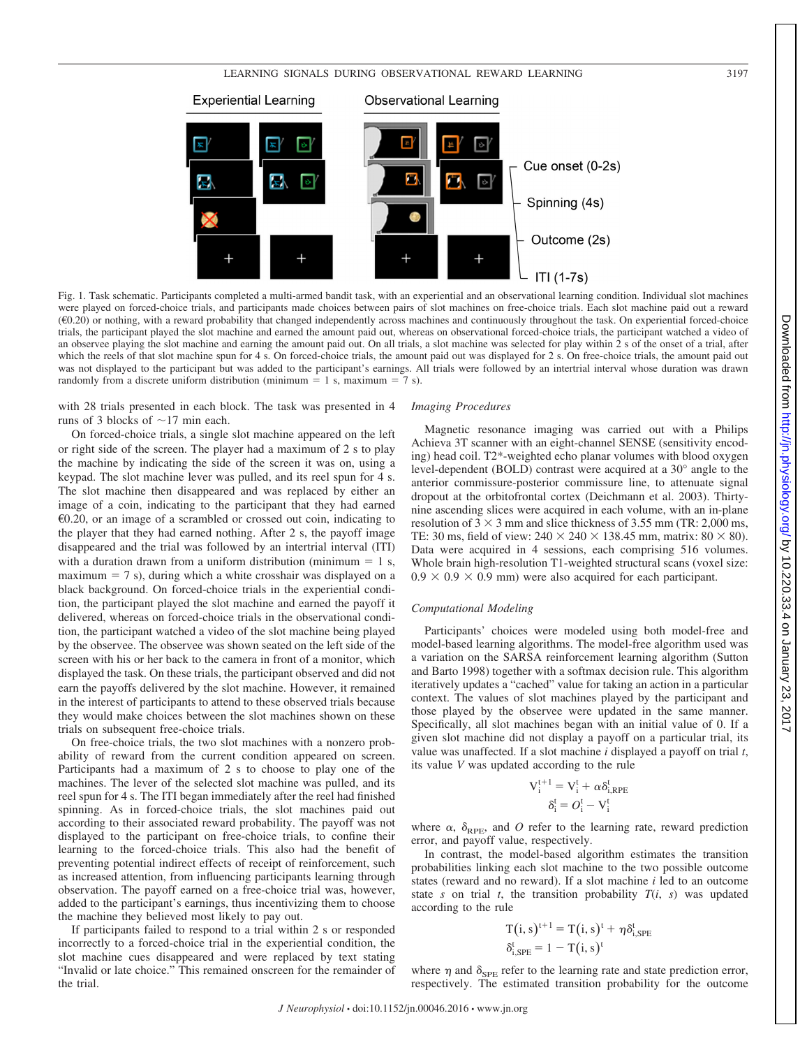Fig. 1. Task schematic. Participants completed a multi-armed bandit task, with an experiential and an observational learning condition. Individual slot machines were played on forced-choice trials, and participants made choices between pairs of slot machines on free-choice trials. Each slot machine paid out a reward (€0.20) or nothing, with a reward probability that changed independently across machines and continuously throughout the task. On experiential forced-choice trials, the participant played the slot machine and earned the amount paid out, whereas on observational forced-choice trials, the participant watched a video of an observee playing the slot machine and earning the amount paid out. On all trials, a slot machine was selected for play within 2 s of the onset of a trial, after which the reels of that slot machine spun for 4 s. On forced-choice trials, the amount paid out was displayed for 2 s. On free-choice trials, the amount paid out was not displayed to the participant but was added to the participant's earnings. All trials were followed by an intertrial interval whose duration was drawn randomly from a discrete uniform distribution (minimum = 1 s, maximum = 7 s).

with 28 trials presented in each block. The task was presented in 4 runs of 3 blocks of ~17 min each.

On forced-choice trials, a single slot machine appeared on the left or right side of the screen. The player had a maximum of 2 s to play the machine by indicating the side of the screen it was on, using a keypad. The slot machine lever was pulled, and its reel spun for 4 s. The slot machine then disappeared and was replaced by either an image of a coin, indicating to the participant that they had earned €0.20, or an image of a scrambled or crossed out coin, indicating to the player that they had earned nothing. After 2 s, the payoff image disappeared and the trial was followed by an intertrial interval (ITI) with a duration drawn from a uniform distribution (minimum = 1 s, maximum = 7 s), during which a white crosshair was displayed on a black background. On forced-choice trials in the experiential condition, the participant played the slot machine and earned the payoff it delivered, whereas on forced-choice trials in the observational condition, the participant watched a video of the slot machine being played by the observee. The observee was shown seated on the left side of the screen with his or her back to the camera in front of a monitor, which displayed the task. On these trials, the participant observed and did not earn the payoffs delivered by the slot machine. However, it remained in the interest of participants to attend to these observed trials because they would make choices between the slot machines shown on these trials on subsequent free-choice trials.

On free-choice trials, the two slot machines with a nonzero probability of reward from the current condition appeared on screen. Participants had a maximum of 2 s to choose to play one of the machines. The lever of the selected slot machine was pulled, and its reel spun for 4 s. The ITI began immediately after the reel had finished spinning. As in forced-choice trials, the slot machines paid out according to their associated reward probability. The payoff was not displayed to the participant on free-choice trials, to confine their learning to the forced-choice trials. This also had the benefit of preventing potential indirect effects of receipt of reinforcement, such as increased attention, from influencing participants learning through observation. The payoff earned on a free-choice trial was, however, added to the participant's earnings, thus incentivizing them to choose the machine they believed most likely to pay out.

If participants failed to respond to a trial within 2 s or responded incorrectly to a forced-choice trial in the experiential condition, the slot machine cues disappeared and were replaced by text stating "Invalid or late choice." This remained onscreen for the remainder of the trial.

*Imaging Procedures*

Magnetic resonance imaging was carried out with a Philips Achieva 3T scanner with an eight-channel SENSE (sensitivity encoding) head coil. T2*-weighted echo planar volumes with blood oxygen level-dependent (BOLD) contrast were acquired at a 30° angle to the anterior commissure-posterior commissure line, to attenuate signal dropout at the orbitofrontal cortex (Deichmann et al. 2003). Thirty-nine ascending slices were acquired in each volume, with an in-plane resolution of 3 × 3 mm and slice thickness of 3.55 mm (TR: 2,000 ms, TE: 30 ms, field of view: 240 × 240 × 138.45 mm, matrix: 80 × 80). Data were acquired in 4 sessions, each comprising 516 volumes. Whole brain high-resolution T1-weighted structural scans (voxel size: 0.9 × 0.9 × 0.9 mm) were also acquired for each participant.

*Computational Modeling*

Participants' choices were modeled using both model-free and model-based learning algorithms. The model-free algorithm used was a variation on the SARSA reinforcement learning algorithm (Sutton and Barto 1998) together with a softmax decision rule. This algorithm iteratively updates a "cached" value for taking an action in a particular context. The values of slot machines played by the participant and those played by the observee were updated in the same manner. Specifically, all slot machines began with an initial value of 0. If a given slot machine did not display a payoff on a particular trial, its value was unaffected. If a slot machine $i$ displayed a payoff on trial $t$, its value $V$ was updated according to the rule

$$V_i^{t+1} = V_i^t + \alpha \delta_{i,RPE}^t$$
$$\delta_i^t = O_i^t - V_i^t$$

where $\alpha$, $\delta_{RPE}$, and $O$ refer to the learning rate, reward prediction error, and payoff value, respectively.

In contrast, the model-based algorithm estimates the transition probabilities linking each slot machine to the two possible outcome states (reward and no reward). If a slot machine $i$ led to an outcome state $s$ on trial $t$, the transition probability $T(i, s)$ was updated according to the rule

$$T(i,s)^{t+1} = T(i,s)^t + \eta \delta_{i,SPE}^t$$
$$\delta_{i,SPE}^t = 1 - T(i,s)^t$$

where $\eta$ and $\delta_{SPE}$ refer to the learning rate and state prediction error, respectively. The estimated transition probability for the outcome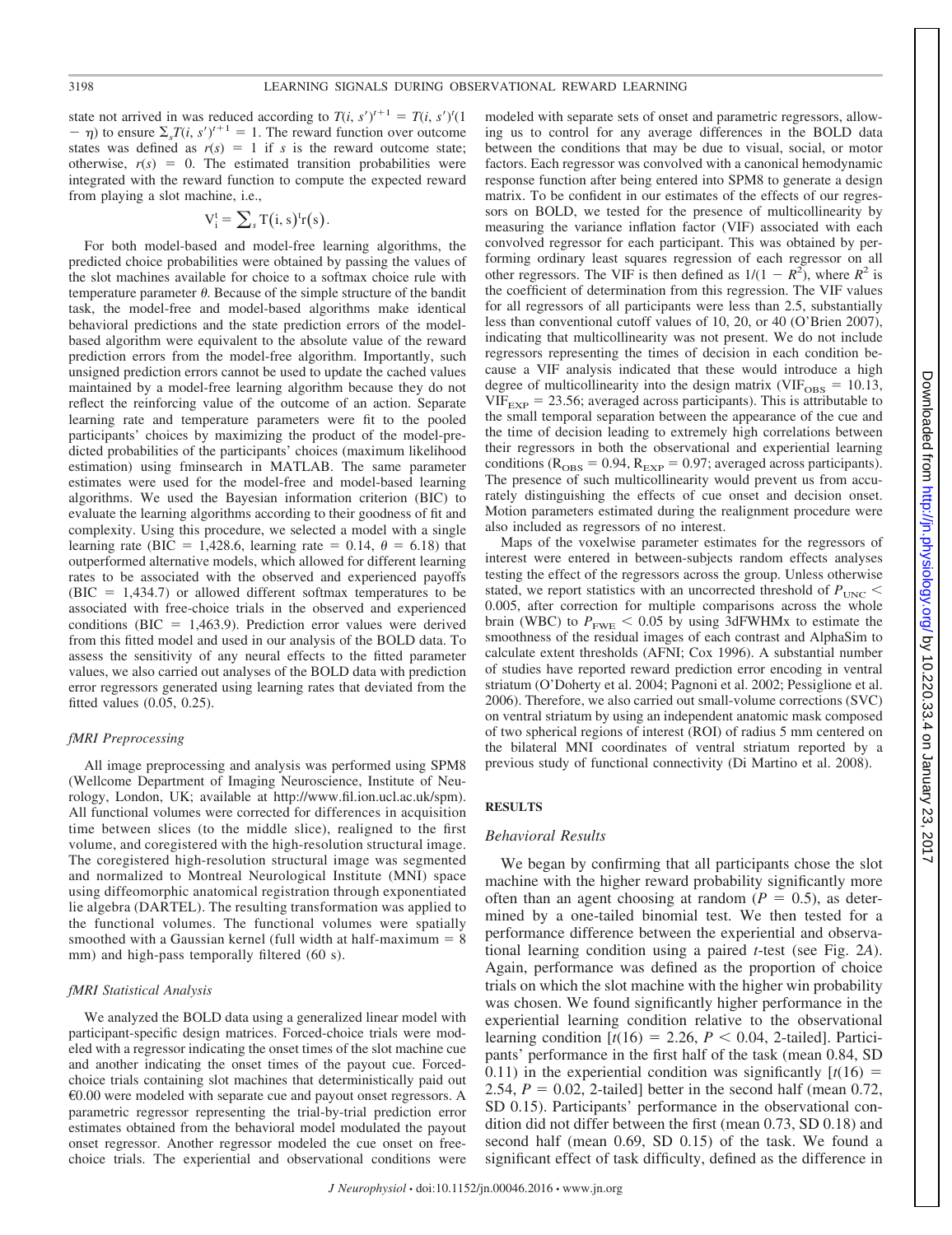state not arrived in was reduced according to $T(i, s')^{t+1} = T(i, s')^{t}(1 - \eta)$ to ensure $\Sigma_s T(i, s')^{t+1} = 1$. The reward function over outcome states was defined as $r(s) = 1$ if $s$ is the reward outcome state; otherwise, $r(s) = 0$. The estimated transition probabilities were integrated with the reward function to compute the expected reward from playing a slot machine, i.e.,

$$V_i^t = \sum_s T(i, s)^t r(s).$$

For both model-based and model-free learning algorithms, the predicted choice probabilities were obtained by passing the values of the slot machines available for choice to a softmax choice rule with temperature parameter $\theta$. Because of the simple structure of the bandit task, the model-free and model-based algorithms make identical behavioral predictions and the state prediction errors of the model-based algorithm were equivalent to the absolute value of the reward prediction errors from the model-free algorithm. Importantly, such unsigned prediction errors cannot be used to update the cached values maintained by a model-free learning algorithm because they do not reflect the reinforcing value of the outcome of an action. Separate learning rate and temperature parameters were fit to the pooled participants' choices by maximizing the product of the model-predicted probabilities of the participants' choices (maximum likelihood estimation) using fminsearch in MATLAB. The same parameter estimates were used for the model-free and model-based learning algorithms. We used the Bayesian information criterion (BIC) to evaluate the learning algorithms according to their goodness of fit and complexity. Using this procedure, we selected a model with a single learning rate (BIC = 1,428.6, learning rate = 0.14, $\theta$ = 6.18) that outperformed alternative models, which allowed for different learning rates to be associated with the observed and experienced payoffs (BIC = 1,434.7) or allowed different softmax temperatures to be associated with free-choice trials in the observed and experienced conditions (BIC = 1,463.9). Prediction error values were derived from this fitted model and used in our analysis of the BOLD data. To assess the sensitivity of any neural effects to the fitted parameter values, we also carried out analyses of the BOLD data with prediction error regressors generated using learning rates that deviated from the fitted values (0.05, 0.25).

### *fMRI Preprocessing*

All image preprocessing and analysis was performed using SPM8 (Wellcome Department of Imaging Neuroscience, Institute of Neurology, London, UK; available at http://www.fil.ion.ucl.ac.uk/spm). All functional volumes were corrected for differences in acquisition time between slices (to the middle slice), realigned to the first volume, and coregistered with the high-resolution structural image. The coregistered high-resolution structural image was segmented and normalized to Montreal Neurological Institute (MNI) space using diffeomorphic anatomical registration through exponentiated lie algebra (DARTEL). The resulting transformation was applied to the functional volumes. The functional volumes were spatially smoothed with a Gaussian kernel (full width at half-maximum = 8 mm) and high-pass temporally filtered (60 s).

### *fMRI Statistical Analysis*

We analyzed the BOLD data using a generalized linear model with participant-specific design matrices. Forced-choice trials were modeled with a regressor indicating the onset times of the slot machine cue and another indicating the onset times of the payout cue. Forced-choice trials containing slot machines that deterministically paid out €0.00 were modeled with separate cue and payout onset regressors. A parametric regressor representing the trial-by-trial prediction error estimates obtained from the behavioral model modulated the payout onset regressor. Another regressor modeled the cue onset on free-choice trials. The experiential and observational conditions were modeled with separate sets of onset and parametric regressors, allowing us to control for any average differences in the BOLD data between the conditions that may be due to visual, social, or motor factors. Each regressor was convolved with a canonical hemodynamic response function after being entered into SPM8 to generate a design matrix. To be confident in our estimates of the effects of our regressors on BOLD, we tested for the presence of multicollinearity by measuring the variance inflation factor (VIF) associated with each convolved regressor for each participant. This was obtained by performing ordinary least squares regression of each regressor on all other regressors. The VIF is then defined as $1/(1 - R^2)$, where $R^2$ is the coefficient of determination from this regression. The VIF values for all regressors of all participants were less than 2.5, substantially less than conventional cutoff values of 10, 20, or 40 (O'Brien 2007), indicating that multicollinearity was not present. We do not include regressors representing the times of decision in each condition because a VIF analysis indicated that these would introduce a high degree of multicollinearity into the design matrix ($VIF_{OBS} = 10.13$, $VIF_{EXP} = 23.56$; averaged across participants). This is attributable to the small temporal separation between the appearance of the cue and the time of decision leading to extremely high correlations between their regressors in both the observational and experiential learning conditions ($R_{OBS} = 0.94$, $R_{EXP} = 0.97$; averaged across participants). The presence of such multicollinearity would prevent us from accurately distinguishing the effects of cue onset and decision onset. Motion parameters estimated during the realignment procedure were also included as regressors of no interest.

Maps of the voxelwise parameter estimates for the regressors of interest were entered in between-subjects random effects analyses testing the effect of the regressors across the group. Unless otherwise stated, we report statistics with an uncorrected threshold of $P_{UNC} < 0.005$, after correction for multiple comparisons across the whole brain (WBC) to $P_{FWE} < 0.05$ by using 3dFWHMx to estimate the smoothness of the residual images of each contrast and AlphaSim to calculate extent thresholds (AFNI; Cox 1996). A substantial number of studies have reported reward prediction error encoding in ventral striatum (O'Doherty et al. 2004; Pagnoni et al. 2002; Pessiglione et al. 2006). Therefore, we also carried out small-volume corrections (SVC) on ventral striatum by using an independent anatomic mask composed of two spherical regions of interest (ROI) of radius 5 mm centered on the bilateral MNI coordinates of ventral striatum reported by a previous study of functional connectivity (Di Martino et al. 2008).

## RESULTS

### *Behavioral Results*

We began by confirming that all participants chose the slot machine with the higher reward probability significantly more often than an agent choosing at random ($P = 0.5$), as determined by a one-tailed binomial test. We then tested for a performance difference between the experiential and observational learning condition using a paired *t*-test (see Fig. 2*A*). Again, performance was defined as the proportion of choice trials on which the slot machine with the higher win probability was chosen. We found significantly higher performance in the experiential learning condition relative to the observational learning condition [$t(16) = 2.26$, $P < 0.04$, 2-tailed]. Participants' performance in the first half of the task (mean 0.84, SD 0.11) in the experiential condition was significantly [$t(16) = 2.54$, $P = 0.02$, 2-tailed] better in the second half (mean 0.72, SD 0.15). Participants' performance in the observational condition did not differ between the first (mean 0.73, SD 0.18) and second half (mean 0.69, SD 0.15) of the task. We found a significant effect of task difficulty, defined as the difference in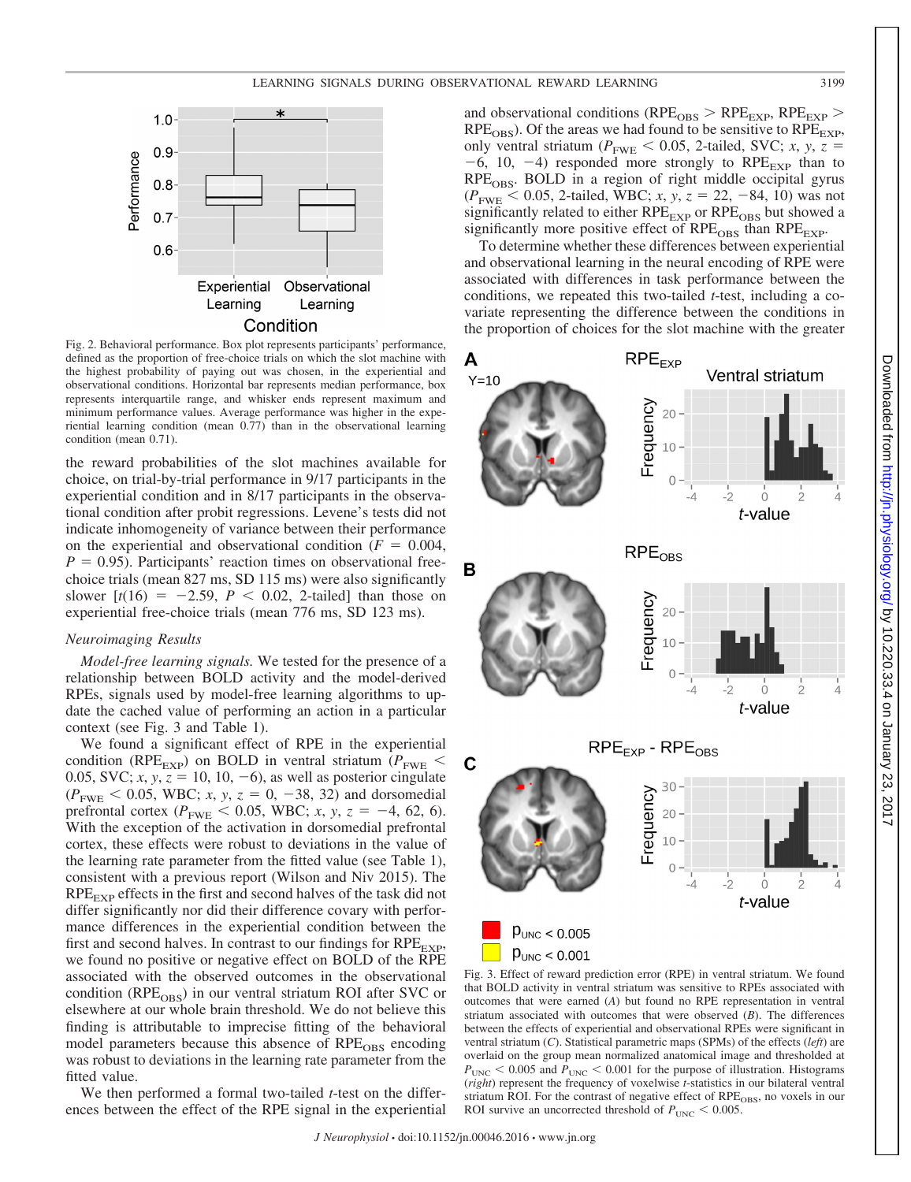Fig. 2. Behavioral performance. Box plot represents participants' performance, defined as the proportion of free-choice trials on which the slot machine with the highest probability of paying out was chosen, in the experiential and observational conditions. Horizontal bar represents median performance, box represents interquartile range, and whisker ends represent maximum and minimum performance values. Average performance was higher in the experiential learning condition (mean 0.77) than in the observational learning condition (mean 0.71).

the reward probabilities of the slot machines available for choice, on trial-by-trial performance in 9/17 participants in the experiential condition and in 8/17 participants in the observational condition after probit regressions. Levene's tests did not indicate inhomogeneity of variance between their performance on the experiential and observational condition ($F = 0.004$, $P = 0.95$). Participants' reaction times on observational free-choice trials (mean 827 ms, SD 115 ms) were also significantly slower [$t(16) = -2.59$, $P < 0.02$, 2-tailed] than those on experiential free-choice trials (mean 776 ms, SD 123 ms).

### Neuroimaging Results

*Model-free learning signals.* We tested for the presence of a relationship between BOLD activity and the model-derived RPEs, signals used by model-free learning algorithms to update the cached value of performing an action in a particular context (see Fig. 3 and Table 1).

We found a significant effect of RPE in the experiential condition ($RPE_{EXP}$) on BOLD in ventral striatum ($P_{FWE} < 0.05$, SVC; *x*, *y*, *z* = 10, 10, −6), as well as posterior cingulate ($P_{FWE} < 0.05$, WBC; *x*, *y*, *z* = 0, −38, 32) and dorsomedial prefrontal cortex ($P_{FWE} < 0.05$, WBC; *x*, *y*, *z* = −4, 62, 6). With the exception of the activation in dorsomedial prefrontal cortex, these effects were robust to deviations in the value of the learning rate parameter from the fitted value (see Table 1), consistent with a previous report (Wilson and Niv 2015). The $RPE_{EXP}$ effects in the first and second halves of the task did not differ significantly nor did their difference covary with performance differences in the experiential condition between the first and second halves. In contrast to our findings for $RPE_{EXP}$, we found no positive or negative effect on BOLD of the RPE associated with the observed outcomes in the observational condition ($RPE_{OBS}$) in our ventral striatum ROI after SVC or elsewhere at our whole brain threshold. We do not believe this finding is attributable to imprecise fitting of the behavioral model parameters because this absence of $RPE_{OBS}$ encoding was robust to deviations in the learning rate parameter from the fitted value.

We then performed a formal two-tailed *t*-test on the differences between the effect of the RPE signal in the experiential and observational conditions ($RPE_{OBS} > RPE_{EXP}$, $RPE_{EXP} > RPE_{OBS}$). Of the areas we had found to be sensitive to $RPE_{EXP}$, only ventral striatum ($P_{FWE} < 0.05$, 2-tailed, SVC; *x*, *y*, *z* = −6, 10, −4) responded more strongly to $RPE_{EXP}$ than to $RPE_{OBS}$. BOLD in a region of right middle occipital gyrus ($P_{FWE} < 0.05$, 2-tailed, WBC; *x*, *y*, *z* = 22, −84, 10) was not significantly related to either $RPE_{EXP}$ or $RPE_{OBS}$ but showed a significantly more positive effect of $RPE_{OBS}$ than $RPE_{EXP}$.

To determine whether these differences between experiential and observational learning in the neural encoding of RPE were associated with differences in task performance between the conditions, we repeated this two-tailed *t*-test, including a covariate representing the difference between the conditions in the proportion of choices for the slot machine with the greater

Fig. 3. Effect of reward prediction error (RPE) in ventral striatum. We found that BOLD activity in ventral striatum was sensitive to RPEs associated with outcomes that were earned (*A*) but found no RPE representation in ventral striatum associated with outcomes that were observed (*B*). The differences between the effects of experiential and observational RPEs were significant in ventral striatum (*C*). Statistical parametric maps (SPMs) of the effects (*left*) are overlaid on the group mean normalized anatomical image and thresholded at $P_{UNC} < 0.005$ and $P_{UNC} < 0.001$ for the purpose of illustration. Histograms (*right*) represent the frequency of voxelwise *t*-statistics in our bilateral ventral striatum ROI. For the contrast of negative effect of $RPE_{OBS}$, no voxels in our ROI survive an uncorrected threshold of $P_{UNC} < 0.005$.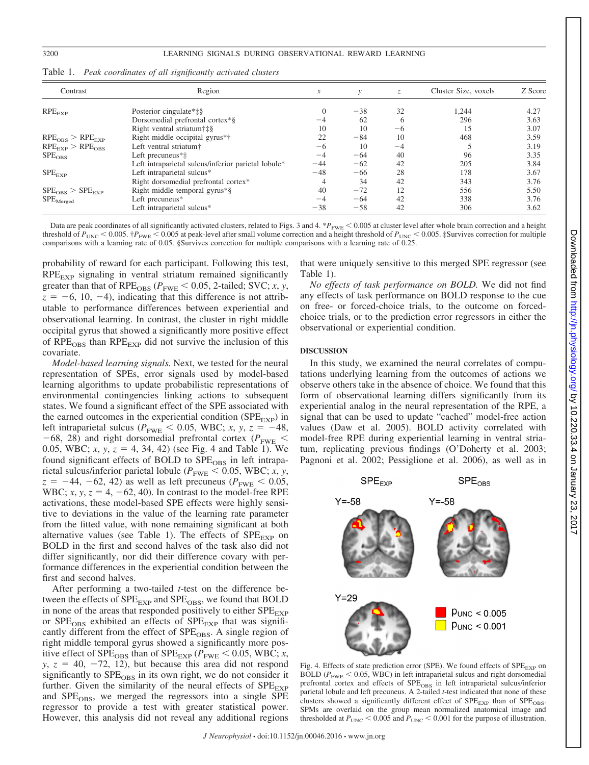Table 1. *Peak coordinates of all significantly activated clusters*

| Contrast | Region | $x$ | $y$ | $z$ | Cluster Size, voxels | $Z$ Score |
|---|---|---|---|---|---|---|
| $RPE_{EXP}$ | Posterior cingulate*‡§ | 0 | −38 | 32 | 1,244 | 4.27 |
| | Dorsomedial prefrontal cortex*§ | −4 | 62 | 6 | 296 | 3.63 |
| | Right ventral striatum†‡§ | 10 | 10 | −6 | 15 | 3.07 |
| $RPE_{OBS} > RPE_{EXP}$ | Right middle occipital gyrus*† | 22 | −84 | 10 | 468 | 3.59 |
| $RPE_{EXP} > RPE_{OBS}$ | Left ventral striatum† | −6 | 10 | −4 | 5 | 3.19 |
| $SPE_{OBS}$ | Left precuneus*‡ | −4 | −64 | 40 | 96 | 3.35 |
| | Left intraparietal sulcus/inferior parietal lobule* | −44 | −62 | 42 | 205 | 3.84 |
| $SPE_{EXP}$ | Left intraparietal sulcus* | −48 | −66 | 28 | 178 | 3.67 |
| | Right dorsomedial prefrontal cortex* | 4 | 34 | 42 | 343 | 3.76 |
| $SPE_{OBS} > SPE_{EXP}$ | Right middle temporal gyrus*§ | 40 | −72 | 12 | 556 | 5.50 |
| $SPE_{Merged}$ | Left precuneus* | −4 | −64 | 42 | 338 | 3.76 |
| | Left intraparietal sulcus* | −38 | −58 | 42 | 306 | 3.62 |

Data are peak coordinates of all significantly activated clusters, related to Figs. 3 and 4. *$P_{FWE} < 0.005$ at cluster level after whole brain correction and a height threshold of $P_{UNC} < 0.005$. †$P_{FWE} < 0.005$ at peak-level after small volume correction and a height threshold of $P_{UNC} < 0.005$. ‡Survives correction for multiple comparisons with a learning rate of 0.05. §Survives correction for multiple comparisons with a learning rate of 0.25.

probability of reward for each participant. Following this test, $RPE_{EXP}$ signaling in ventral striatum remained significantly greater than that of $RPE_{OBS}$ ($P_{FWE} < 0.05$, 2-tailed; SVC; $x$, $y$, $z = -6$, 10, −4), indicating that this difference is not attributable to performance differences between experiential and observational learning. In contrast, the cluster in right middle occipital gyrus that showed a significantly more positive effect of $RPE_{OBS}$ than $RPE_{EXP}$ did not survive the inclusion of this covariate.

*Model-based learning signals.* Next, we tested for the neural representation of SPEs, error signals used by model-based learning algorithms to update probabilistic representations of environmental contingencies linking actions to subsequent states. We found a significant effect of the SPE associated with the earned outcomes in the experiential condition ($SPE_{EXP}$) in left intraparietal sulcus ($P_{FWE} < 0.05$, WBC; $x$, $y$, $z = -48$, −68, 28) and right dorsomedial prefrontal cortex ($P_{FWE} <$ 0.05, WBC; $x$, $y$, $z = 4$, 34, 42) (see Fig. 4 and Table 1). We found significant effects of BOLD to $SPE_{OBS}$ in left intraparietal sulcus/inferior parietal lobule ($P_{FWE} < 0.05$, WBC; $x$, $y$, $z = -44$, −62, 42) as well as left precuneus ($P_{FWE} < 0.05$, WBC; $x$, $y$, $z = 4$, −62, 40). In contrast to the model-free RPE activations, these model-based SPE effects were highly sensitive to deviations in the value of the learning rate parameter from the fitted value, with none remaining significant at both alternative values (see Table 1). The effects of $SPE_{EXP}$ on BOLD in the first and second halves of the task also did not differ significantly, nor did their difference covary with performance differences in the experiential condition between the first and second halves.

After performing a two-tailed $t$-test on the difference between the effects of $SPE_{EXP}$ and $SPE_{OBS}$, we found that BOLD in none of the areas that responded positively to either $SPE_{EXP}$ or $SPE_{OBS}$ exhibited an effects of $SPE_{EXP}$ that was significantly different from the effect of $SPE_{OBS}$. A single region of right middle temporal gyrus showed a significantly more positive effect of $SPE_{OBS}$ than of $SPE_{EXP}$ ($P_{FWE} < 0.05$, WBC; $x$, $y$, $z = 40$, −72, 12), but because this area did not respond significantly to $SPE_{OBS}$ in its own right, we do not consider it further. Given the similarity of the neural effects of $SPE_{EXP}$ and $SPE_{OBS}$, we merged the regressors into a single SPE regressor to provide a test with greater statistical power. However, this analysis did not reveal any additional regions that were uniquely sensitive to this merged SPE regressor (see Table 1).

*No effects of task performance on BOLD.* We did not find any effects of task performance on BOLD response to the cue on free- or forced-choice trials, to the outcome on forced-choice trials, or to the prediction error regressors in either the observational or experiential condition.

## DISCUSSION

In this study, we examined the neural correlates of computations underlying learning from the outcomes of actions we observe others take in the absence of choice. We found that this form of observational learning differs significantly from its experiential analog in the neural representation of the RPE, a signal that can be used to update "cached" model-free action values (Daw et al. 2005). BOLD activity correlated with model-free RPE during experiential learning in ventral striatum, replicating previous findings (O'Doherty et al. 2003; Pagnoni et al. 2002; Pessiglione et al. 2006), as well as in

Fig. 4. Effects of state prediction error (SPE). We found effects of $SPE_{EXP}$ on BOLD ($P_{FWE} < 0.05$, WBC) in left intraparietal sulcus and right dorsomedial prefrontal cortex and effects of $SPE_{OBS}$ in left intraparietal sulcus/inferior parietal lobule and left precuneus. A 2-tailed $t$-test indicated that none of these clusters showed a significantly different effect of $SPE_{EXP}$ than of $SPE_{OBS}$. SPMs are overlaid on the group mean normalized anatomical image and thresholded at $P_{UNC} < 0.005$ and $P_{UNC} < 0.001$ for the purpose of illustration.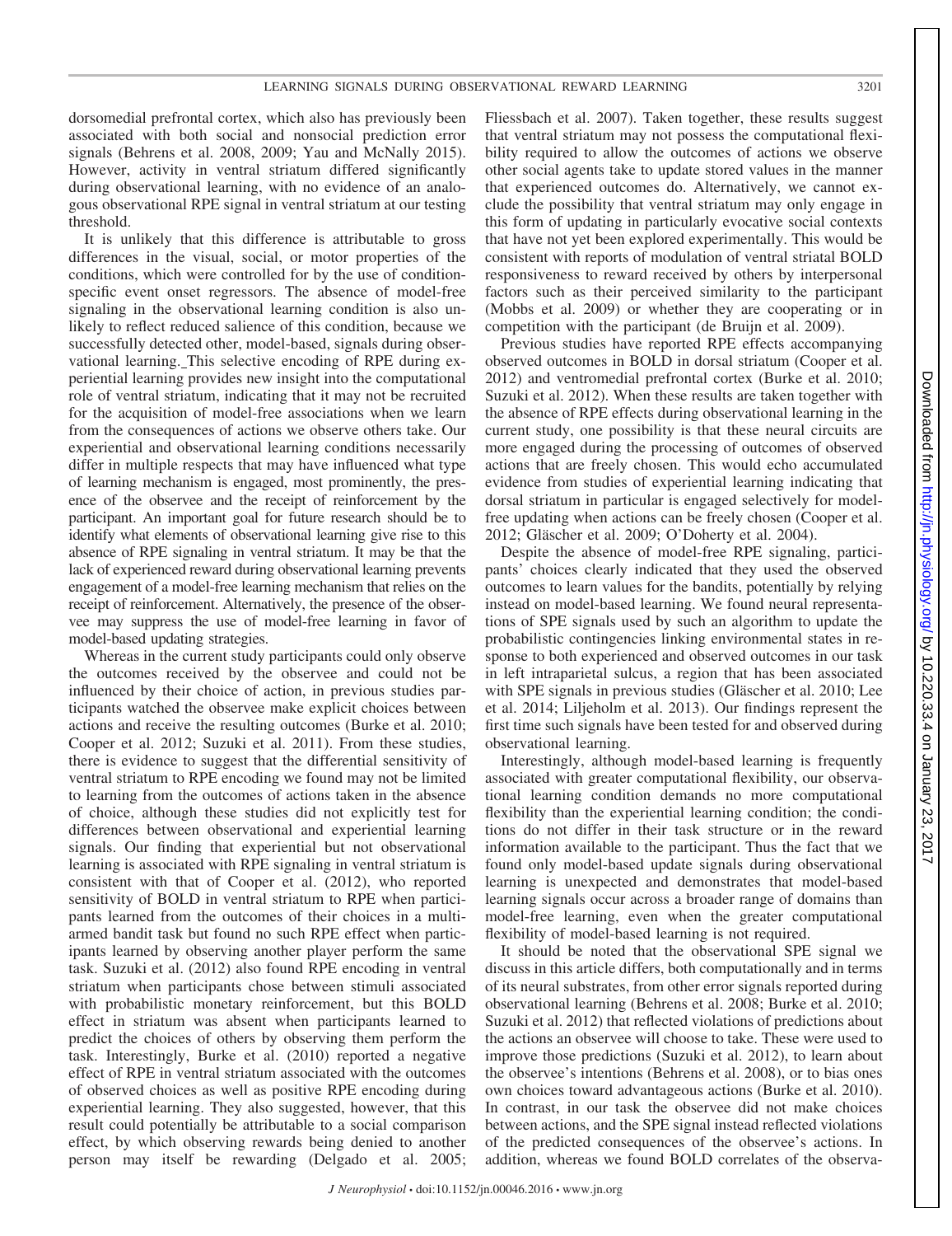dorsomedial prefrontal cortex, which also has previously been associated with both social and nonsocial prediction error signals (Behrens et al. 2008, 2009; Yau and McNally 2015). However, activity in ventral striatum differed significantly during observational learning, with no evidence of an analogous observational RPE signal in ventral striatum at our testing threshold.

It is unlikely that this difference is attributable to gross differences in the visual, social, or motor properties of the conditions, which were controlled for by the use of condition-specific event onset regressors. The absence of model-free signaling in the observational learning condition is also unlikely to reflect reduced salience of this condition, because we successfully detected other, model-based, signals during observational learning. This selective encoding of RPE during experiential learning provides new insight into the computational role of ventral striatum, indicating that it may not be recruited for the acquisition of model-free associations when we learn from the consequences of actions we observe others take. Our experiential and observational learning conditions necessarily differ in multiple respects that may have influenced what type of learning mechanism is engaged, most prominently, the presence of the observee and the receipt of reinforcement by the participant. An important goal for future research should be to identify what elements of observational learning give rise to this absence of RPE signaling in ventral striatum. It may be that the lack of experienced reward during observational learning prevents engagement of a model-free learning mechanism that relies on the receipt of reinforcement. Alternatively, the presence of the observee may suppress the use of model-free learning in favor of model-based updating strategies.

Whereas in the current study participants could only observe the outcomes received by the observee and could not be influenced by their choice of action, in previous studies participants watched the observee make explicit choices between actions and receive the resulting outcomes (Burke et al. 2010; Cooper et al. 2012; Suzuki et al. 2011). From these studies, there is evidence to suggest that the differential sensitivity of ventral striatum to RPE encoding we found may not be limited to learning from the outcomes of actions taken in the absence of choice, although these studies did not explicitly test for differences between observational and experiential learning signals. Our finding that experiential but not observational learning is associated with RPE signaling in ventral striatum is consistent with that of Cooper et al. (2012), who reported sensitivity of BOLD in ventral striatum to RPE when participants learned from the outcomes of their choices in a multi-armed bandit task but found no such RPE effect when participants learned by observing another player perform the same task. Suzuki et al. (2012) also found RPE encoding in ventral striatum when participants chose between stimuli associated with probabilistic monetary reinforcement, but this BOLD effect in striatum was absent when participants learned to predict the choices of others by observing them perform the task. Interestingly, Burke et al. (2010) reported a negative effect of RPE in ventral striatum associated with the outcomes of observed choices as well as positive RPE encoding during experiential learning. They also suggested, however, that this result could potentially be attributable to a social comparison effect, by which observing rewards being denied to another person may itself be rewarding (Delgado et al. 2005; Fliessbach et al. 2007). Taken together, these results suggest that ventral striatum may not possess the computational flexibility required to allow the outcomes of actions we observe other social agents take to update stored values in the manner that experienced outcomes do. Alternatively, we cannot exclude the possibility that ventral striatum may only engage in this form of updating in particularly evocative social contexts that have not yet been explored experimentally. This would be consistent with reports of modulation of ventral striatal BOLD responsiveness to reward received by others by interpersonal factors such as their perceived similarity to the participant (Mobbs et al. 2009) or whether they are cooperating or in competition with the participant (de Bruijn et al. 2009).

Previous studies have reported RPE effects accompanying observed outcomes in BOLD in dorsal striatum (Cooper et al. 2012) and ventromedial prefrontal cortex (Burke et al. 2010; Suzuki et al. 2012). When these results are taken together with the absence of RPE effects during observational learning in the current study, one possibility is that these neural circuits are more engaged during the processing of outcomes of observed actions that are freely chosen. This would echo accumulated evidence from studies of experiential learning indicating that dorsal striatum in particular is engaged selectively for model-free updating when actions can be freely chosen (Cooper et al. 2012; Gläscher et al. 2009; O'Doherty et al. 2004).

Despite the absence of model-free RPE signaling, participants' choices clearly indicated that they used the observed outcomes to learn values for the bandits, potentially by relying instead on model-based learning. We found neural representations of SPE signals used by such an algorithm to update the probabilistic contingencies linking environmental states in response to both experienced and observed outcomes in our task in left intraparietal sulcus, a region that has been associated with SPE signals in previous studies (Gläscher et al. 2010; Lee et al. 2014; Liljeholm et al. 2013). Our findings represent the first time such signals have been tested for and observed during observational learning.

Interestingly, although model-based learning is frequently associated with greater computational flexibility, our observational learning condition demands no more computational flexibility than the experiential learning condition; the conditions do not differ in their task structure or in the reward information available to the participant. Thus the fact that we found only model-based update signals during observational learning is unexpected and demonstrates that model-based learning signals occur across a broader range of domains than model-free learning, even when the greater computational flexibility of model-based learning is not required.

It should be noted that the observational SPE signal we discuss in this article differs, both computationally and in terms of its neural substrates, from other error signals reported during observational learning (Behrens et al. 2008; Burke et al. 2010; Suzuki et al. 2012) that reflected violations of predictions about the actions an observee will choose to take. These were used to improve those predictions (Suzuki et al. 2012), to learn about the observee's intentions (Behrens et al. 2008), or to bias ones own choices toward advantageous actions (Burke et al. 2010). In contrast, in our task the observee did not make choices between actions, and the SPE signal instead reflected violations of the predicted consequences of the observee's actions. In addition, whereas we found BOLD correlates of the observa-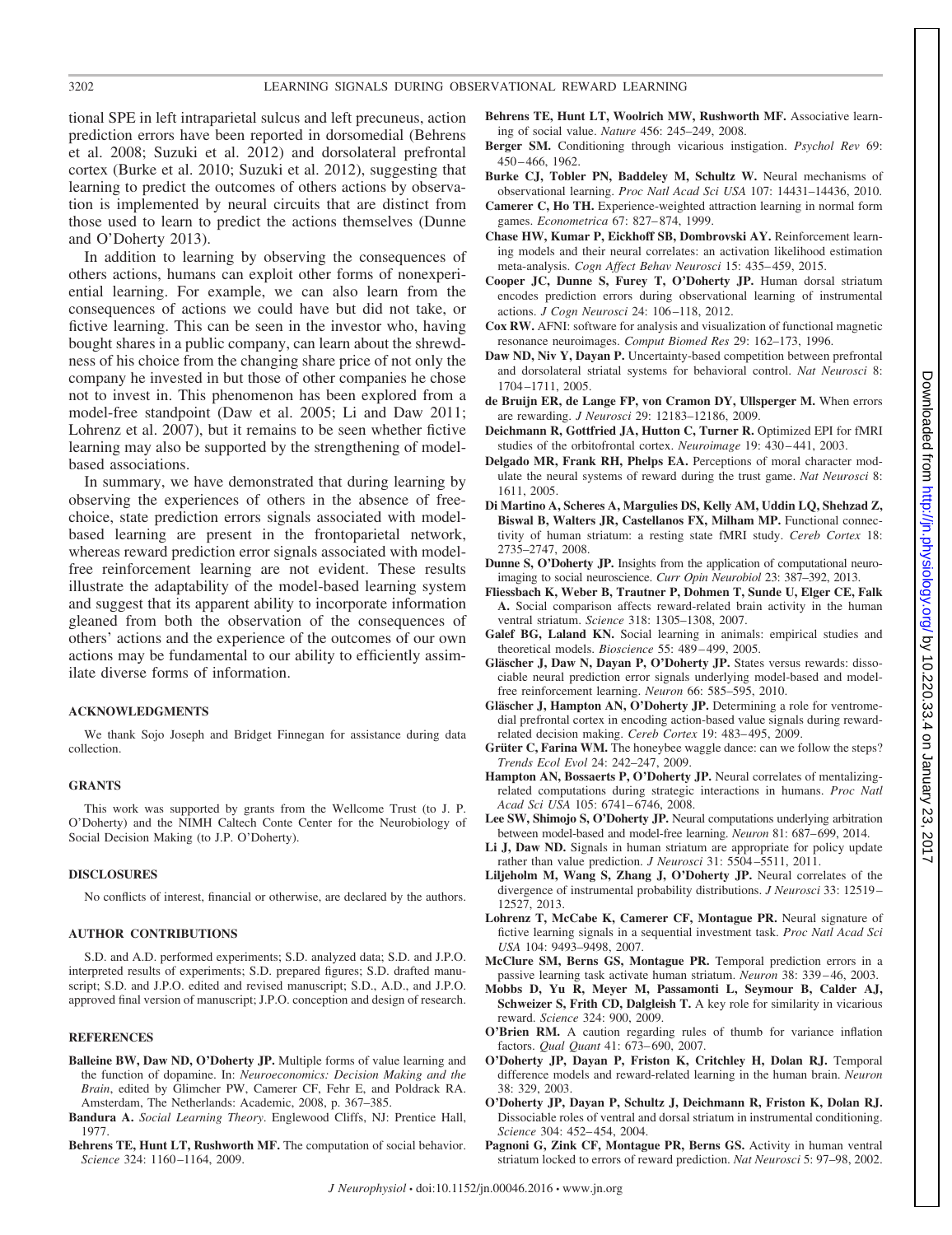tional SPE in left intraparietal sulcus and left precuneus, action prediction errors have been reported in dorsomedial (Behrens et al. 2008; Suzuki et al. 2012) and dorsolateral prefrontal cortex (Burke et al. 2010; Suzuki et al. 2012), suggesting that learning to predict the outcomes of others actions by observation is implemented by neural circuits that are distinct from those used to learn to predict the actions themselves (Dunne and O'Doherty 2013).

In addition to learning by observing the consequences of others actions, humans can exploit other forms of nonexperiential learning. For example, we can also learn from the consequences of actions we could have but did not take, or fictive learning. This can be seen in the investor who, having bought shares in a public company, can learn about the shrewdness of his choice from the changing share price of not only the company he invested in but those of other companies he chose not to invest in. This phenomenon has been explored from a model-free standpoint (Daw et al. 2005; Li and Daw 2011; Lohrenz et al. 2007), but it remains to be seen whether fictive learning may also be supported by the strengthening of model-based associations.

In summary, we have demonstrated that during learning by observing the experiences of others in the absence of free-choice, state prediction errors signals associated with model-based learning are present in the frontoparietal network, whereas reward prediction error signals associated with model-free reinforcement learning are not evident. These results illustrate the adaptability of the model-based learning system and suggest that its apparent ability to incorporate information gleaned from both the observation of the consequences of others' actions and the experience of the outcomes of our own actions may be fundamental to our ability to efficiently assimilate diverse forms of information.

## ACKNOWLEDGMENTS

We thank Sojo Joseph and Bridget Finnegan for assistance during data collection.

## GRANTS

This work was supported by grants from the Wellcome Trust (to J. P. O'Doherty) and the NIMH Caltech Conte Center for the Neurobiology of Social Decision Making (to J.P. O'Doherty).

## DISCLOSURES

No conflicts of interest, financial or otherwise, are declared by the authors.

## AUTHOR CONTRIBUTIONS

S.D. and A.D. performed experiments; S.D. analyzed data; S.D. and J.P.O. interpreted results of experiments; S.D. prepared figures; S.D. drafted manuscript; S.D. and J.P.O. edited and revised manuscript; S.D., A.D., and J.P.O. approved final version of manuscript; J.P.O. conception and design of research.

## REFERENCES

**Balleine BW, Daw ND, O'Doherty JP.** Multiple forms of value learning and the function of dopamine. In: *Neuroeconomics: Decision Making and the Brain*, edited by Glimcher PW, Camerer CF, Fehr E, and Poldrack RA. Amsterdam, The Netherlands: Academic, 2008, p. 367–385.

**Bandura A.** *Social Learning Theory*. Englewood Cliffs, NJ: Prentice Hall, 1977.

**Behrens TE, Hunt LT, Rushworth MF.** The computation of social behavior. *Science* 324: 1160–1164, 2009.

**Behrens TE, Hunt LT, Woolrich MW, Rushworth MF.** Associative learning of social value. *Nature* 456: 245–249, 2008.

**Berger SM.** Conditioning through vicarious instigation. *Psychol Rev* 69: 450–466, 1962.

**Burke CJ, Tobler PN, Baddeley M, Schultz W.** Neural mechanisms of observational learning. *Proc Natl Acad Sci USA* 107: 14431–14436, 2010.

**Camerer C, Ho TH.** Experience-weighted attraction learning in normal form games. *Econometrica* 67: 827–874, 1999.

**Chase HW, Kumar P, Eickhoff SB, Dombrovski AY.** Reinforcement learning models and their neural correlates: an activation likelihood estimation meta-analysis. *Cogn Affect Behav Neurosci* 15: 435–459, 2015.

**Cooper JC, Dunne S, Furey T, O'Doherty JP.** Human dorsal striatum encodes prediction errors during observational learning of instrumental actions. *J Cogn Neurosci* 24: 106–118, 2012.

**Cox RW.** AFNI: software for analysis and visualization of functional magnetic resonance neuroimages. *Comput Biomed Res* 29: 162–173, 1996.

**Daw ND, Niv Y, Dayan P.** Uncertainty-based competition between prefrontal and dorsolateral striatal systems for behavioral control. *Nat Neurosci* 8: 1704–1711, 2005.

**de Bruijn ER, de Lange FP, von Cramon DY, Ullsperger M.** When errors are rewarding. *J Neurosci* 29: 12183–12186, 2009.

**Deichmann R, Gottfried JA, Hutton C, Turner R.** Optimized EPI for fMRI studies of the orbitofrontal cortex. *Neuroimage* 19: 430–441, 2003.

**Delgado MR, Frank RH, Phelps EA.** Perceptions of moral character modulate the neural systems of reward during the trust game. *Nat Neurosci* 8: 1611, 2005.

**Di Martino A, Scheres A, Margulies DS, Kelly AM, Uddin LQ, Shehzad Z, Biswal B, Walters JR, Castellanos FX, Milham MP.** Functional connectivity of human striatum: a resting state fMRI study. *Cereb Cortex* 18: 2735–2747, 2008.

**Dunne S, O'Doherty JP.** Insights from the application of computational neuroimaging to social neuroscience. *Curr Opin Neurobiol* 23: 387–392, 2013.

**Fliessbach K, Weber B, Trautner P, Dohmen T, Sunde U, Elger CE, Falk A.** Social comparison affects reward-related brain activity in the human ventral striatum. *Science* 318: 1305–1308, 2007.

**Galef BG, Laland KN.** Social learning in animals: empirical studies and theoretical models. *Bioscience* 55: 489–499, 2005.

**Gläscher J, Daw N, Dayan P, O'Doherty JP.** States versus rewards: dissociable neural prediction error signals underlying model-based and model-free reinforcement learning. *Neuron* 66: 585–595, 2010.

**Gläscher J, Hampton AN, O'Doherty JP.** Determining a role for ventromedial prefrontal cortex in encoding action-based value signals during reward-related decision making. *Cereb Cortex* 19: 483–495, 2009.

**Grüter C, Farina WM.** The honeybee waggle dance: can we follow the steps? *Trends Ecol Evol* 24: 242–247, 2009.

**Hampton AN, Bossaerts P, O'Doherty JP.** Neural correlates of mentalizing-related computations during strategic interactions in humans. *Proc Natl Acad Sci USA* 105: 6741–6746, 2008.

**Lee SW, Shimojo S, O'Doherty JP.** Neural computations underlying arbitration between model-based and model-free learning. *Neuron* 81: 687–699, 2014.

**Li J, Daw ND.** Signals in human striatum are appropriate for policy update rather than value prediction. *J Neurosci* 31: 5504–5511, 2011.

**Liljeholm M, Wang S, Zhang J, O'Doherty JP.** Neural correlates of the divergence of instrumental probability distributions. *J Neurosci* 33: 12519–12527, 2013.

**Lohrenz T, McCabe K, Camerer CF, Montague PR.** Neural signature of fictive learning signals in a sequential investment task. *Proc Natl Acad Sci USA* 104: 9493–9498, 2007.

**McClure SM, Berns GS, Montague PR.** Temporal prediction errors in a passive learning task activate human striatum. *Neuron* 38: 339–46, 2003.

**Mobbs D, Yu R, Meyer M, Passamonti L, Seymour B, Calder AJ, Schweizer S, Frith CD, Dalgleish T.** A key role for similarity in vicarious reward. *Science* 324: 900, 2009.

**O'Brien RM.** A caution regarding rules of thumb for variance inflation factors. *Qual Quant* 41: 673–690, 2007.

**O'Doherty JP, Dayan P, Friston K, Critchley H, Dolan RJ.** Temporal difference models and reward-related learning in the human brain. *Neuron* 38: 329, 2003.

**O'Doherty JP, Dayan P, Schultz J, Deichmann R, Friston K, Dolan RJ.** Dissociable roles of ventral and dorsal striatum in instrumental conditioning. *Science* 304: 452–454, 2004.

**Pagnoni G, Zink CF, Montague PR, Berns GS.** Activity in human ventral striatum locked to errors of reward prediction. *Nat Neurosci* 5: 97–98, 2002.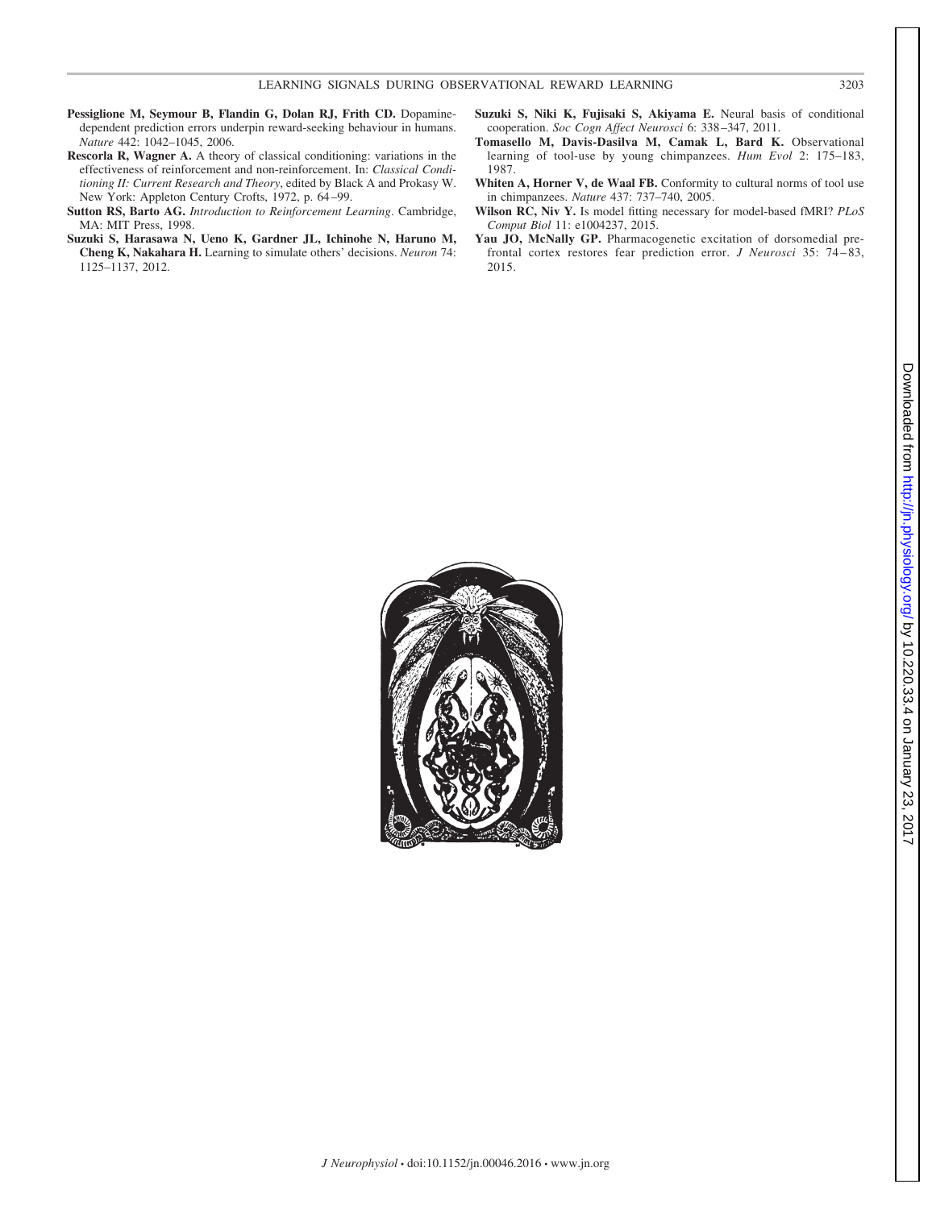**Pessiglione M, Seymour B, Flandin G, Dolan RJ, Frith CD.** Dopamine-dependent prediction errors underpin reward-seeking behaviour in humans. *Nature* 442: 1042–1045, 2006.

**Rescorla R, Wagner A.** A theory of classical conditioning: variations in the effectiveness of reinforcement and non-reinforcement. In: *Classical Conditioning II: Current Research and Theory*, edited by Black A and Prokasy W. New York: Appleton Century Crofts, 1972, p. 64–99.

**Sutton RS, Barto AG.** *Introduction to Reinforcement Learning*. Cambridge, MA: MIT Press, 1998.

**Suzuki S, Harasawa N, Ueno K, Gardner JL, Ichinohe N, Haruno M, Cheng K, Nakahara H.** Learning to simulate others' decisions. *Neuron* 74: 1125–1137, 2012.

**Suzuki S, Niki K, Fujisaki S, Akiyama E.** Neural basis of conditional cooperation. *Soc Cogn Affect Neurosci* 6: 338–347, 2011.

**Tomasello M, Davis-Dasilva M, Camak L, Bard K.** Observational learning of tool-use by young chimpanzees. *Hum Evol* 2: 175–183, 1987.

**Whiten A, Horner V, de Waal FB.** Conformity to cultural norms of tool use in chimpanzees. *Nature* 437: 737–740, 2005.

**Wilson RC, Niv Y.** Is model fitting necessary for model-based fMRI? *PLoS Comput Biol* 11: e1004237, 2015.

**Yau JO, McNally GP.** Pharmacogenetic excitation of dorsomedial prefrontal cortex restores fear prediction error. *J Neurosci* 35: 74–83, 2015.